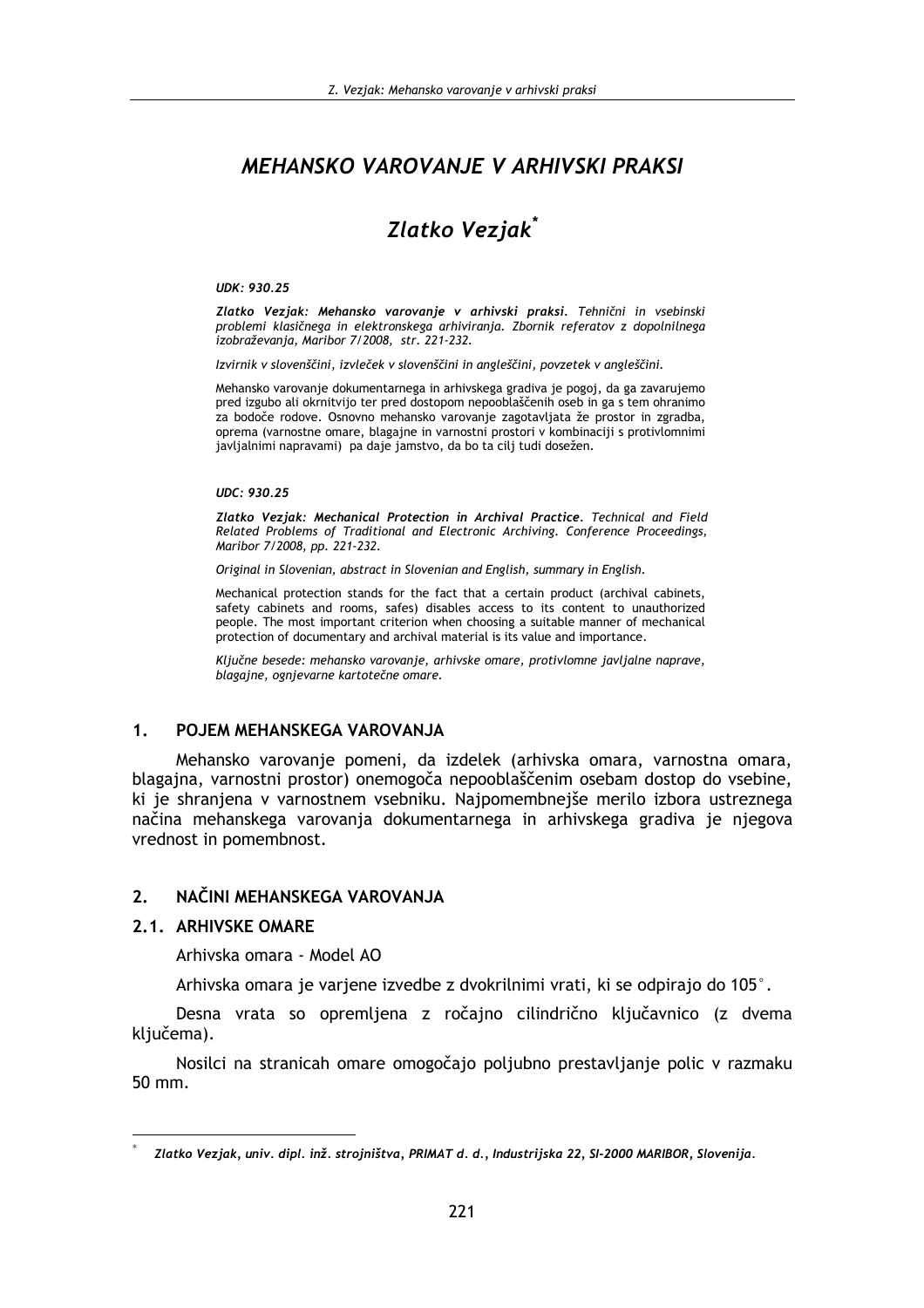# *MEHANSKO VAROVANJE V ARHIVSKI PRAKSI*

## *Zlatko Vezjak*[*]

***UDK: 930.25***

***Zlatko Vezjak: Mehansko varovanje v arhivski praksi.*** *Tehnični in vsebinski problemi klasičnega in elektronskega arhiviranja. Zbornik referatov z dopolnilnega izobraževanja, Maribor 7/2008, str. 221-232.*

*Izvirnik v slovenščini, izvleček v slovenščini in angleščini, povzetek v angleščini.*

Mehansko varovanje dokumentarnega in arhivskega gradiva je pogoj, da ga zavarujemo pred izgubo ali okrnitvijo ter pred dostopom nepooblaščenih oseb in ga s tem ohranimo za bodoče rodove. Osnovno mehansko varovanje zagotavljata že prostor in zgradba, oprema (varnostne omare, blagajne in varnostni prostori v kombinaciji s protivlomnimi javljalnimi napravami) pa daje jamstvo, da bo ta cilj tudi dosežen.

***UDC: 930.25***

***Zlatko Vezjak: Mechanical Protection in Archival Practice.*** *Technical and Field Related Problems of Traditional and Electronic Archiving. Conference Proceedings, Maribor 7/2008, pp. 221-232.*

*Original in Slovenian, abstract in Slovenian and English, summary in English.*

Mechanical protection stands for the fact that a certain product (archival cabinets, safety cabinets and rooms, safes) disables access to its content to unauthorized people. The most important criterion when choosing a suitable manner of mechanical protection of documentary and archival material is its value and importance.

*Ključne besede: mehansko varovanje, arhivske omare, protivlomne javljalne naprave, blagajne, ognjevarne kartotečne omare.*

## 1. POJEM MEHANSKEGA VAROVANJA

Mehansko varovanje pomeni, da izdelek (arhivska omara, varnostna omara, blagajna, varnostni prostor) onemogoča nepooblaščenim osebam dostop do vsebine, ki je shranjena v varnostnem vsebniku. Najpomembnejše merilo izbora ustreznega načina mehanskega varovanja dokumentarnega in arhivskega gradiva je njegova vrednost in pomembnost.

## 2. NAČINI MEHANSKEGA VAROVANJA

### 2.1. ARHIVSKE OMARE

Arhivska omara - Model AO

Arhivska omara je varjene izvedbe z dvokrilnimi vrati, ki se odpirajo do 105°.

Desna vrata so opremljena z ročajno cilindrično ključavnico (z dvema ključema).

Nosilci na stranicah omare omogočajo poljubno prestavljanje polic v razmaku 50 mm.

---

[*] ***Zlatko Vezjak, univ. dipl. inž. strojništva, PRIMAT d. d., Industrijska 22, SI-2000 MARIBOR, Slovenija.***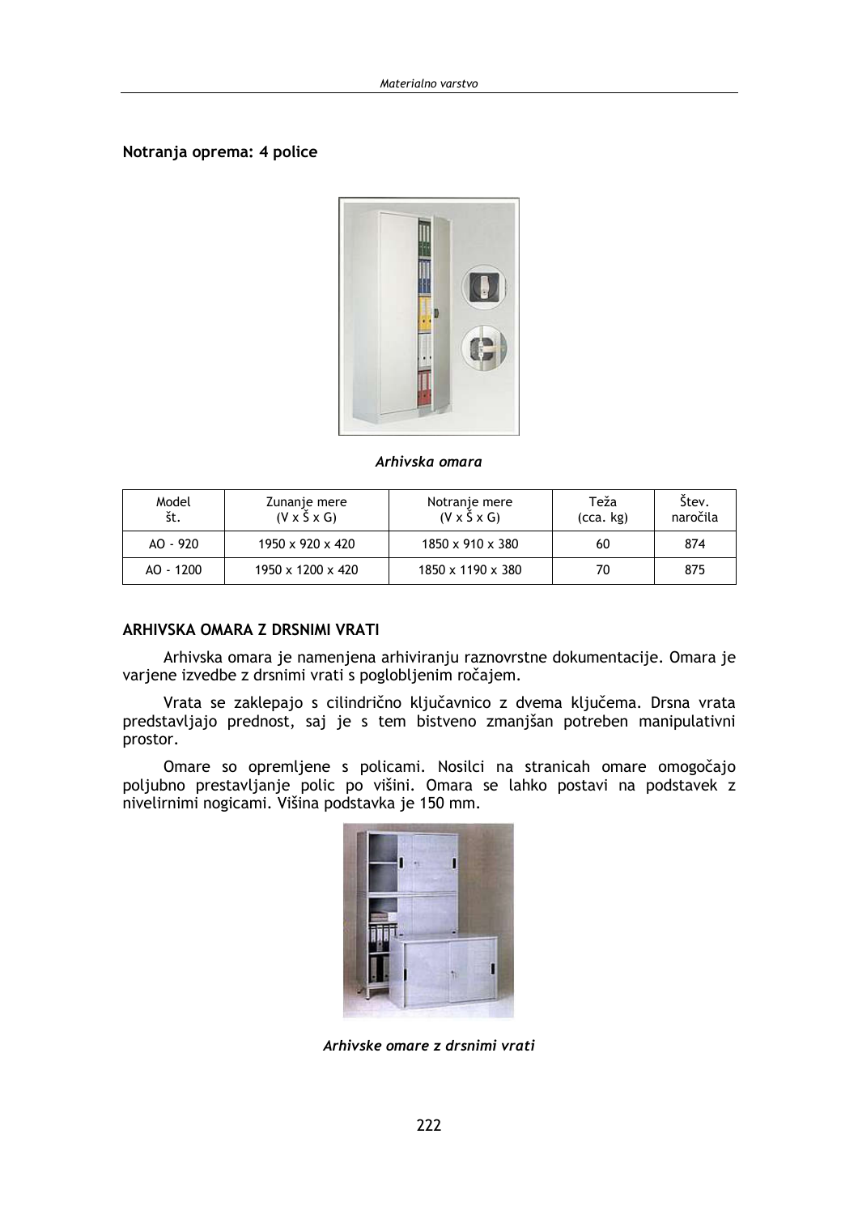**Notranja oprema: 4 police**

*Arhivska omara*

| Model št. | Zunanje mere (V x Š x G) | Notranje mere (V x Š x G) | Teža (cca. kg) | Štev. naročila |
|---|---|---|---|---|
| AO - 920 | 1950 x 920 x 420 | 1850 x 910 x 380 | 60 | 874 |
| AO - 1200 | 1950 x 1200 x 420 | 1850 x 1190 x 380 | 70 | 875 |

## ARHIVSKA OMARA Z DRSNIMI VRATI

Arhivska omara je namenjena arhiviranju raznovrstne dokumentacije. Omara je varjene izvedbe z drsnimi vrati s poglobljenim ročajem.

Vrata se zaklepajo s cilindrično ključavnico z dvema ključema. Drsna vrata predstavljajo prednost, saj je s tem bistveno zmanjšan potreben manipulativni prostor.

Omare so opremljene s policami. Nosilci na stranicah omare omogočajo poljubno prestavljanje polic po višini. Omara se lahko postavi na podstavek z nivelirnimi nogicami. Višina podstavka je 150 mm.

*Arhivske omare z drsnimi vrati*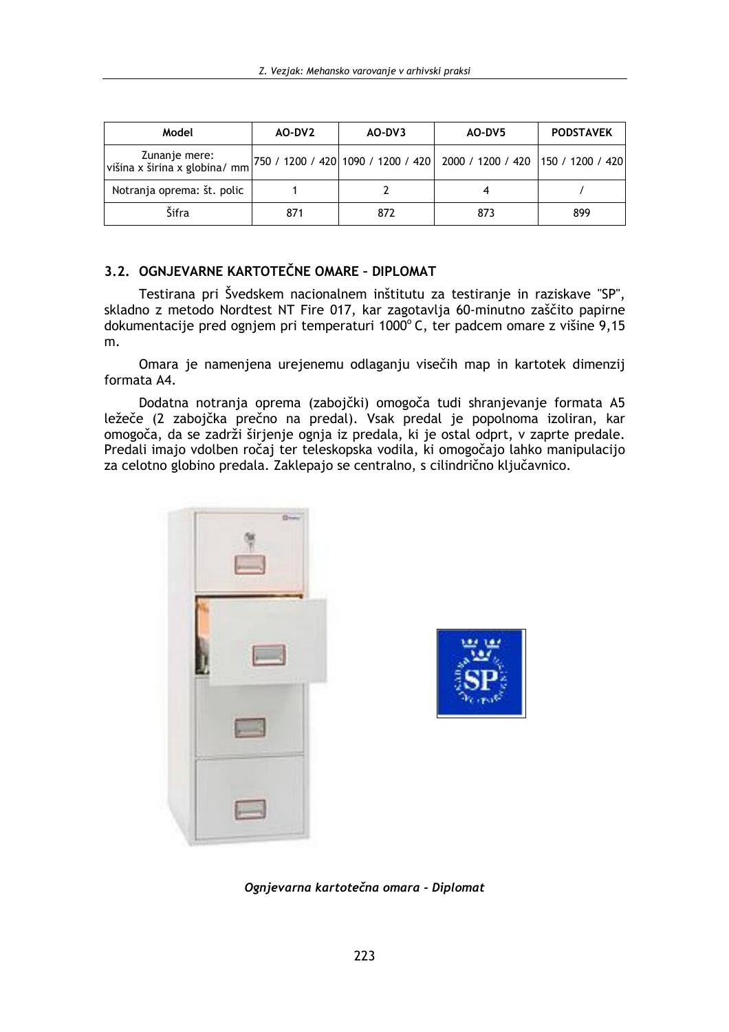| Model | AO-DV2 | AO-DV3 | AO-DV5 | PODSTAVEK |
|---|---|---|---|---|
| Zunanje mere: višina x širina x globina/ mm | 750 / 1200 / 420 | 1090 / 1200 / 420 | 2000 / 1200 / 420 | 150 / 1200 / 420 |
| Notranja oprema: št. polic | 1 | 2 | 4 | / |
| Šifra | 871 | 872 | 873 | 899 |

## 3.2. OGNJEVARNE KARTOTEČNE OMARE – DIPLOMAT

Testirana pri Švedskem nacionalnem inštitutu za testiranje in raziskave "SP", skladno z metodo Nordtest NT Fire 017, kar zagotavlja 60-minutno zaščito papirne dokumentacije pred ognjem pri temperaturi 1000° C, ter padcem omare z višine 9,15 m.

Omara je namenjena urejenemu odlaganju visečih map in kartotek dimenzij formata A4.

Dodatna notranja oprema (zabojčki) omogoča tudi shranjevanje formata A5 ležeče (2 zabojčka prečno na predal). Vsak predal je popolnoma izoliran, kar omogoča, da se zadrži širjenje ognja iz predala, ki je ostal odprt, v zaprte predale. Predali imajo vdolben ročaj ter teleskopska vodila, ki omogočajo lahko manipulacijo za celotno globino predala. Zaklepajo se centralno, s cilindrično ključavnico.

*Ognjevarna kartotečna omara - Diplomat*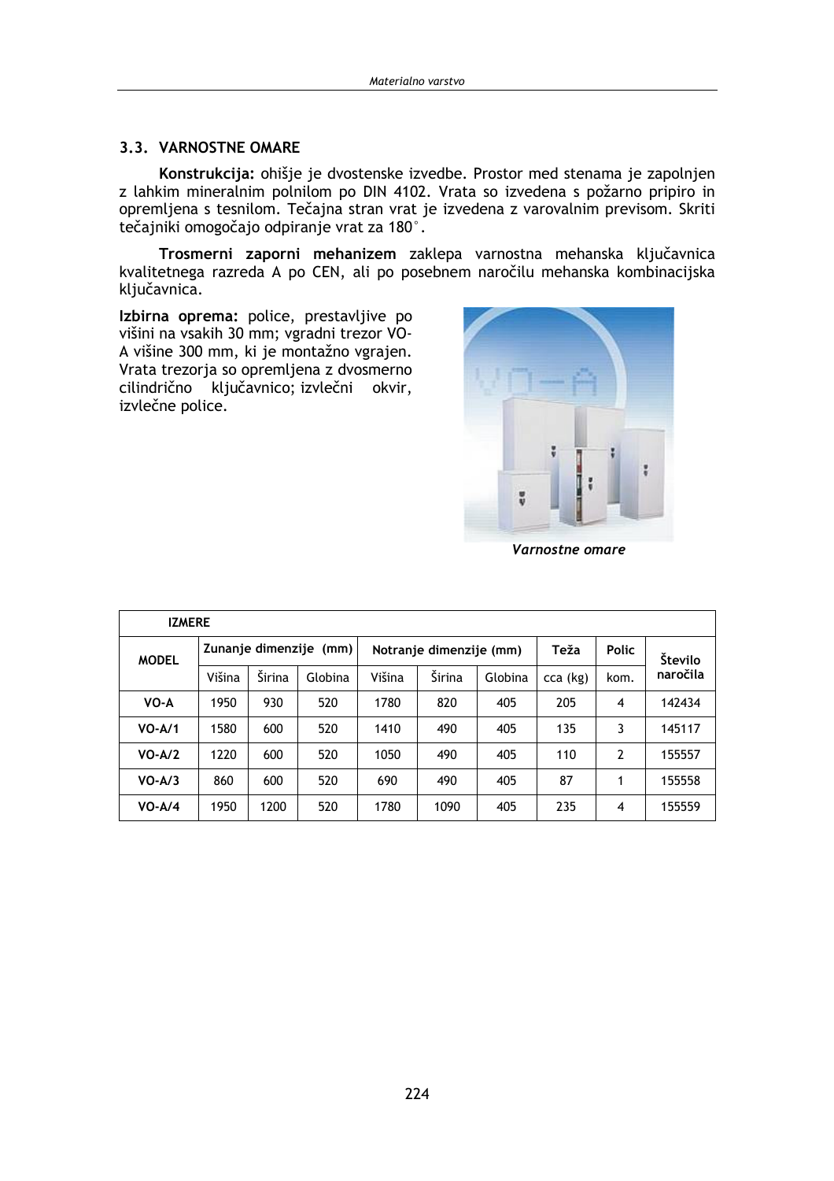## 3.3. VARNOSTNE OMARE

**Konstrukcija:** ohišje je dvostenske izvedbe. Prostor med stenama je zapolnjen z lahkim mineralnim polnilom po DIN 4102. Vrata so izvedena s požarno pripiro in opremljena s tesnilom. Tečajna stran vrat je izvedena z varovalnim previsom. Skriti tečajniki omogočajo odpiranje vrat za 180°.

**Trosmerni zaporni mehanizem** zaklepa varnostna mehanska ključavnica kvalitetnega razreda A po CEN, ali po posebnem naročilu mehanska kombinacijska ključavnica.

**Izbirna oprema:** police, prestavljive po višini na vsakih 30 mm; vgradni trezor VO-A višine 300 mm, ki je montažno vgrajen. Vrata trezorja so opremljena z dvosmerno cilindrično ključavnico; izvlečni okvir, izvlečne police.

*Varnostne omare*

| IZMERE | | | | | | | | | |
|---|---|---|---|---|---|---|---|---|---|
| MODEL | Zunanje dimenzije (mm) | | | Notranje dimenzije (mm) | | | Teža | Polic | Število naročila |
| | Višina | Širina | Globina | Višina | Širina | Globina | cca (kg) | kom. | |
| VO-A | 1950 | 930 | 520 | 1780 | 820 | 405 | 205 | 4 | 142434 |
| VO-A/1 | 1580 | 600 | 520 | 1410 | 490 | 405 | 135 | 3 | 145117 |
| VO-A/2 | 1220 | 600 | 520 | 1050 | 490 | 405 | 110 | 2 | 155557 |
| VO-A/3 | 860 | 600 | 520 | 690 | 490 | 405 | 87 | 1 | 155558 |
| VO-A/4 | 1950 | 1200 | 520 | 1780 | 1090 | 405 | 235 | 4 | 155559 |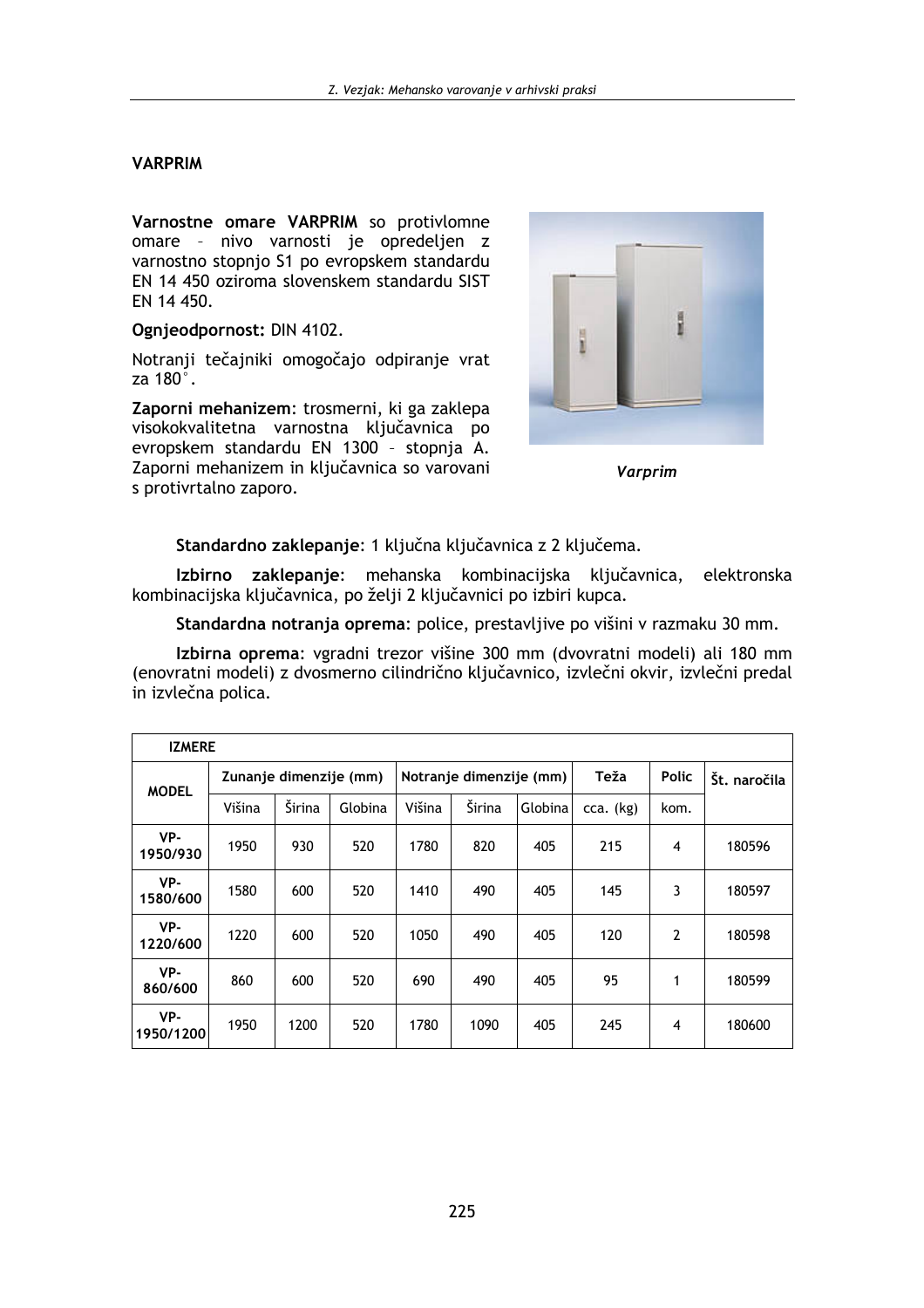## VARPRIM

**Varnostne omare VARPRIM** so protivlomne omare – nivo varnosti je opredeljen z varnostno stopnjo S1 po evropskem standardu EN 14 450 oziroma slovenskem standardu SIST EN 14 450.

**Ognjeodpornost:** DIN 4102.

Notranji tečajniki omogočajo odpiranje vrat za 180°.

**Zaporni mehanizem**: trosmerni, ki ga zaklepa visokokvalitetna varnostna ključavnica po evropskem standardu EN 1300 – stopnja A. Zaporni mehanizem in ključavnica so varovani s protivrtalno zaporo.

*Varprim*

**Standardno zaklepanje**: 1 ključna ključavnica z 2 ključema.

**Izbirno zaklepanje**: mehanska kombinacijska ključavnica, elektronska kombinacijska ključavnica, po želji 2 ključavnici po izbiri kupca.

**Standardna notranja oprema**: police, prestavljive po višini v razmaku 30 mm.

**Izbirna oprema**: vgradni trezor višine 300 mm (dvovratni modeli) ali 180 mm (enovratni modeli) z dvosmerno cilindrično ključavnico, izvlečni okvir, izvlečni predal in izvlečna polica.

| IZMERE | | | | | | | | | |
|---|---|---|---|---|---|---|---|---|---|
| MODEL | Zunanje dimenzije (mm) | | | Notranje dimenzije (mm) | | | Teža | Polic | Št. naročila |
| | Višina | Širina | Globina | Višina | Širina | Globina | cca. (kg) | kom. | |
| VP-1950/930 | 1950 | 930 | 520 | 1780 | 820 | 405 | 215 | 4 | 180596 |
| VP-1580/600 | 1580 | 600 | 520 | 1410 | 490 | 405 | 145 | 3 | 180597 |
| VP-1220/600 | 1220 | 600 | 520 | 1050 | 490 | 405 | 120 | 2 | 180598 |
| VP-860/600 | 860 | 600 | 520 | 690 | 490 | 405 | 95 | 1 | 180599 |
| VP-1950/1200 | 1950 | 1200 | 520 | 1780 | 1090 | 405 | 245 | 4 | 180600 |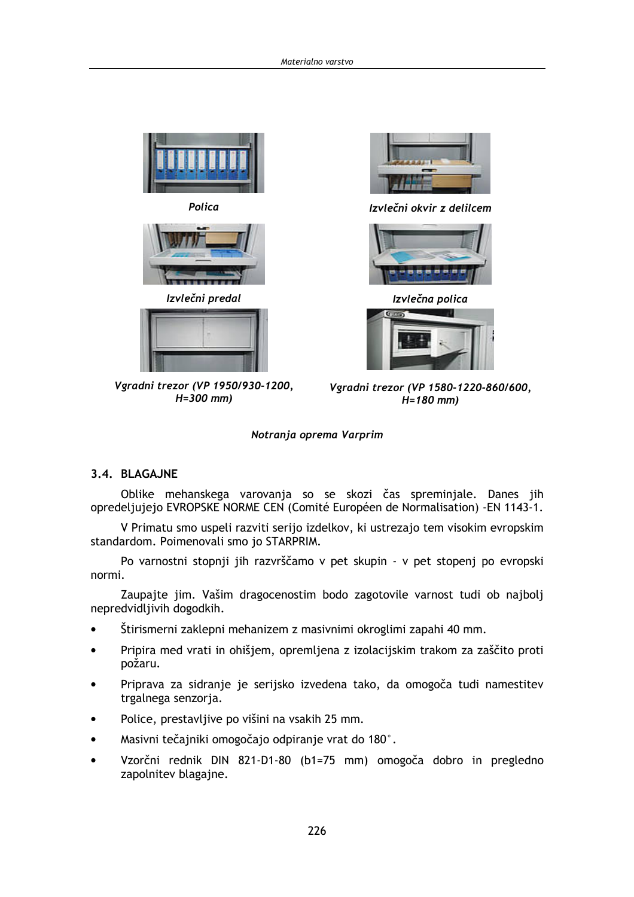*Polica*

*Izvlečni okvir z delilcem*

*Izvlečni predal*

*Izvlečna polica*

*Vgradni trezor (VP 1950/930-1200, H=300 mm)*

*Vgradni trezor (VP 1580-1220-860/600, H=180 mm)*

*Notranja oprema Varprim*

### 3.4. BLAGAJNE

Oblike mehanskega varovanja so se skozi čas spreminjale. Danes jih opredeljujejo EVROPSKE NORME CEN (Comité Européen de Normalisation) -EN 1143-1.

V Primatu smo uspeli razviti serijo izdelkov, ki ustrezajo tem visokim evropskim standardom. Poimenovali smo jo STARPRIM.

Po varnostni stopnji jih razvrščamo v pet skupin - v pet stopenj po evropski normi.

Zaupajte jim. Vašim dragocenostim bodo zagotovile varnost tudi ob najbolj nepredvidljivih dogodkih.

- Štirismerni zaklepni mehanizem z masivnimi okroglimi zapahi 40 mm.
- Pripira med vrati in ohišjem, opremljena z izolacijskim trakom za zaščito proti požaru.
- Priprava za sidranje je serijsko izvedena tako, da omogoča tudi namestitev trgalnega senzorja.
- Police, prestavljive po višini na vsakih 25 mm.
- Masivni tečajniki omogočajo odpiranje vrat do 180°.
- Vzorčni rednik DIN 821-D1-80 (b1=75 mm) omogoča dobro in pregledno zapolnitev blagajne.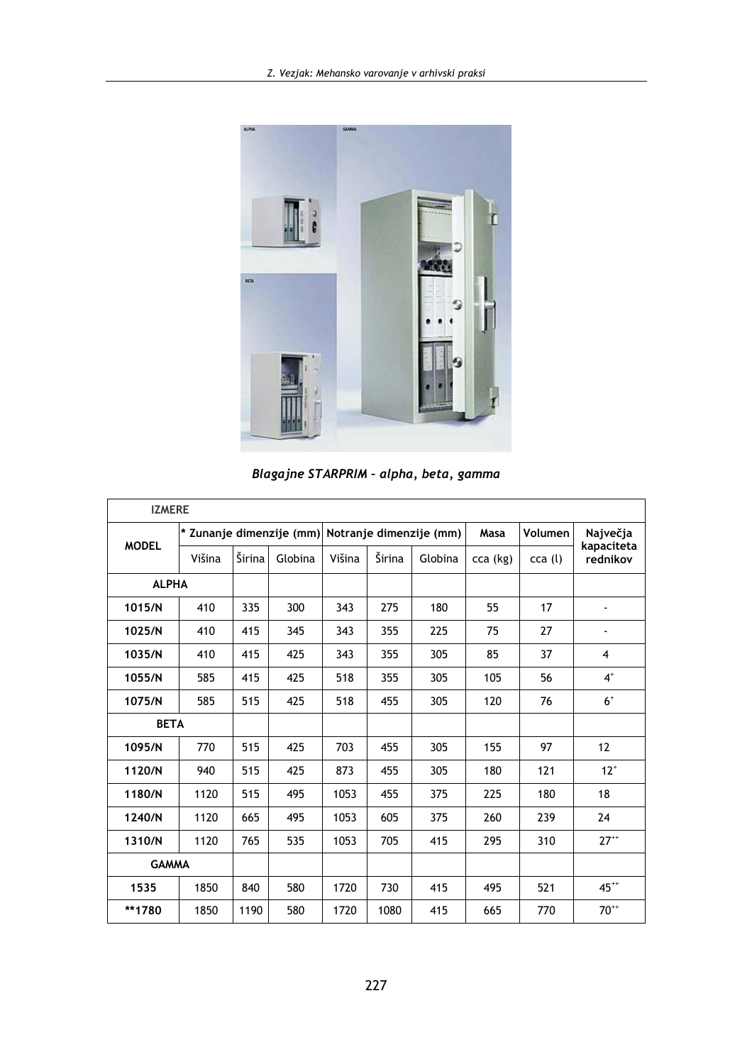*Blagajne STARPRIM – alpha, beta, gamma*

| IZMERE | | | | | | | | | |
|---|---|---|---|---|---|---|---|---|---|
| MODEL | * Zunanje dimenzije (mm) | | | Notranje dimenzije (mm) | | | Masa | Volumen | Največja kapaciteta rednikov |
| | Višina | Širina | Globina | Višina | Širina | Globina | cca (kg) | cca (l) | |
| **ALPHA** | | | | | | | | | |
| **1015/N** | 410 | 335 | 300 | 343 | 275 | 180 | 55 | 17 | - |
| **1025/N** | 410 | 415 | 345 | 343 | 355 | 225 | 75 | 27 | - |
| **1035/N** | 410 | 415 | 425 | 343 | 355 | 305 | 85 | 37 | 4 |
| **1055/N** | 585 | 415 | 425 | 518 | 355 | 305 | 105 | 56 | 4[+] |
| **1075/N** | 585 | 515 | 425 | 518 | 455 | 305 | 120 | 76 | 6[+] |
| **BETA** | | | | | | | | | |
| **1095/N** | 770 | 515 | 425 | 703 | 455 | 305 | 155 | 97 | 12 |
| **1120/N** | 940 | 515 | 425 | 873 | 455 | 305 | 180 | 121 | 12[+] |
| **1180/N** | 1120 | 515 | 495 | 1053 | 455 | 375 | 225 | 180 | 18 |
| **1240/N** | 1120 | 665 | 495 | 1053 | 605 | 375 | 260 | 239 | 24 |
| **1310/N** | 1120 | 765 | 535 | 1053 | 705 | 415 | 295 | 310 | 27[++] |
| **GAMMA** | | | | | | | | | |
| **1535** | 1850 | 840 | 580 | 1720 | 730 | 415 | 495 | 521 | 45[++] |
| **\*\*1780** | 1850 | 1190 | 580 | 1720 | 1080 | 415 | 665 | 770 | 70[++] |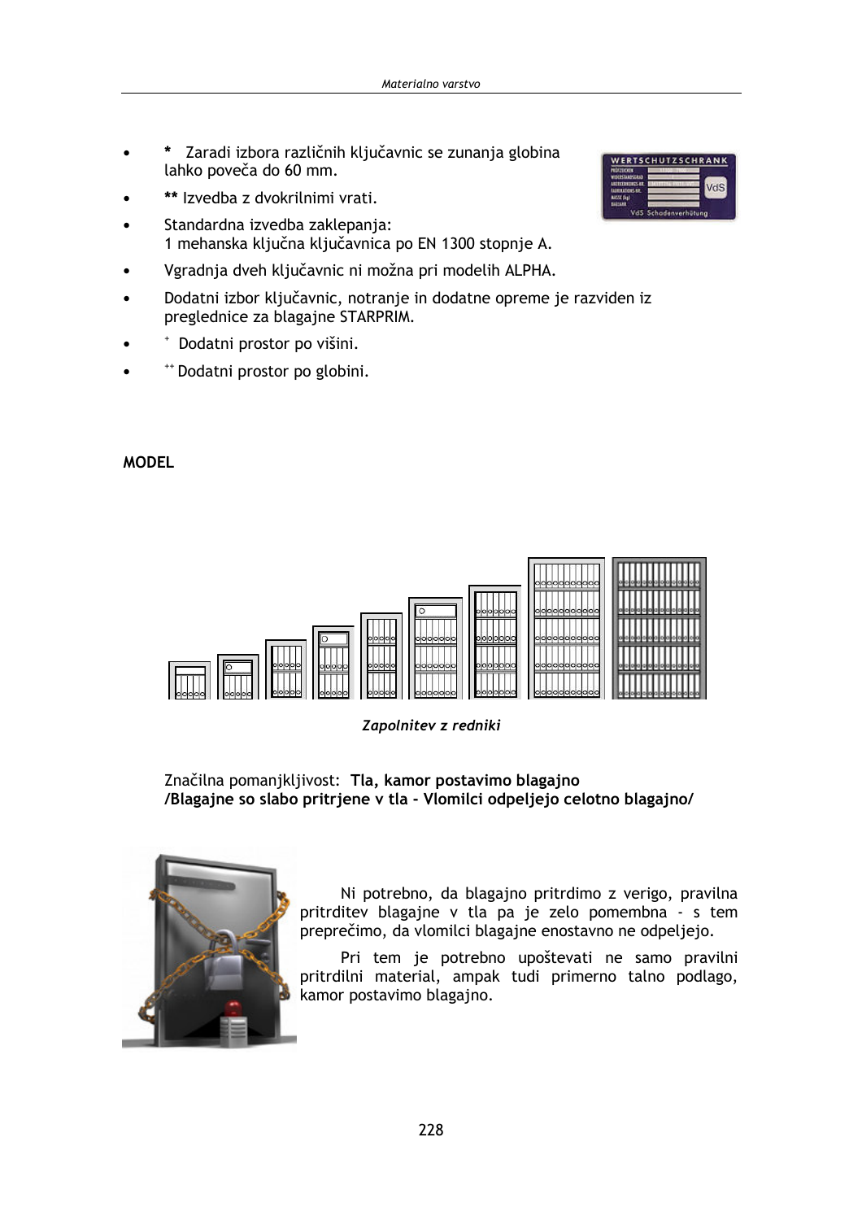- **\*** Zaradi izbora različnih ključavnic se zunanja globina lahko poveča do 60 mm.
- **\*\*** Izvedba z dvokrilnimi vrati.
- Standardna izvedba zaklepanja:
  1 mehanska ključna ključavnica po EN 1300 stopnje A.
- Vgradnja dveh ključavnic ni možna pri modelih ALPHA.
- Dodatni izbor ključavnic, notranje in dodatne opreme je razviden iz preglednice za blagajne STARPRIM.
- ⁺ Dodatni prostor po višini.
- ⁺⁺ Dodatni prostor po globini.

**MODEL**

*Zapolnitev z redniki*

Značilna pomanjkljivost: **Tla, kamor postavimo blagajno /Blagajne so slabo pritrjene v tla - Vlomilci odpeljejo celotno blagajno/**

Ni potrebno, da blagajno pritrdimo z verigo, pravilna pritrditev blagajne v tla pa je zelo pomembna - s tem preprečimo, da vlomilci blagajne enostavno ne odpeljejo.

Pri tem je potrebno upoštevati ne samo pravilni pritrdilni material, ampak tudi primerno talno podlago, kamor postavimo blagajno.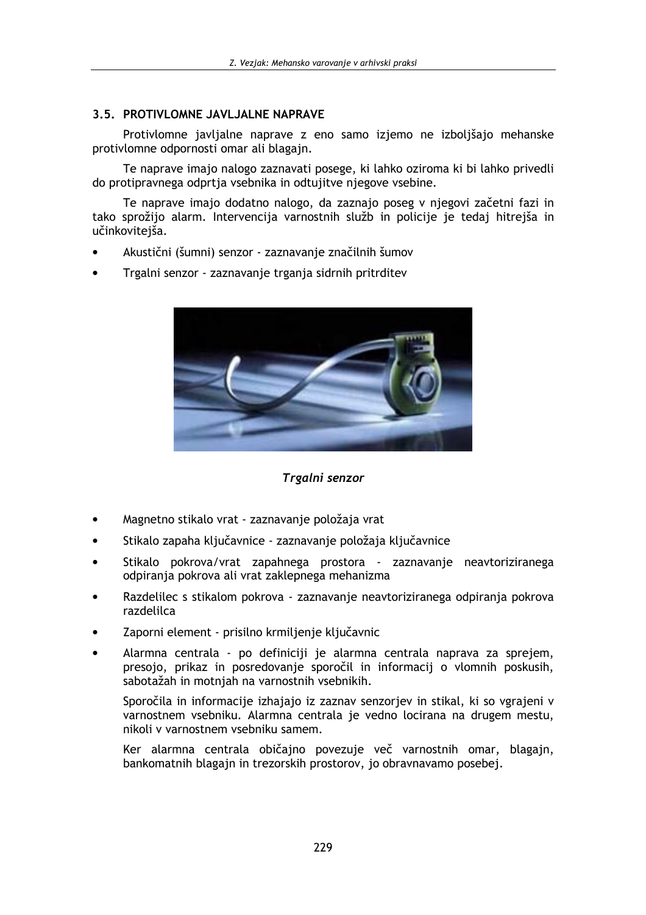### 3.5. PROTIVLOMNE JAVLJALNE NAPRAVE

Protivlomne javljalne naprave z eno samo izjemo ne izboljšajo mehanske protivlomne odpornosti omar ali blagajn.

Te naprave imajo nalogo zaznavati posege, ki lahko oziroma ki bi lahko privedli do protipravnega odprtja vsebnika in odtujitve njegove vsebine.

Te naprave imajo dodatno nalogo, da zaznajo poseg v njegovi začetni fazi in tako sprožijo alarm. Intervencija varnostnih služb in policije je tedaj hitrejša in učinkovitejša.

- Akustični (šumni) senzor - zaznavanje značilnih šumov
- Trgalni senzor - zaznavanje trganja sidrnih pritrditev

*Trgalni senzor*

- Magnetno stikalo vrat - zaznavanje položaja vrat
- Stikalo zapaha ključavnice - zaznavanje položaja ključavnice
- Stikalo pokrova/vrat zapahnega prostora - zaznavanje neavtoriziranega odpiranja pokrova ali vrat zaklepnega mehanizma
- Razdelilec s stikalom pokrova - zaznavanje neavtoriziranega odpiranja pokrova razdelilca
- Zaporni element - prisilno krmiljenje ključavnic
- Alarmna centrala - po definiciji je alarmna centrala naprava za sprejem, presojo, prikaz in posredovanje sporočil in informacij o vlomnih poskusih, sabotažah in motnjah na varnostnih vsebnikih.

  Sporočila in informacije izhajajo iz zaznav senzorjev in stikal, ki so vgrajeni v varnostnem vsebniku. Alarmna centrala je vedno locirana na drugem mestu, nikoli v varnostnem vsebniku samem.

  Ker alarmna centrala običajno povezuje več varnostnih omar, blagajn, bankomatnih blagajn in trezorskih prostorov, jo obravnavamo posebej.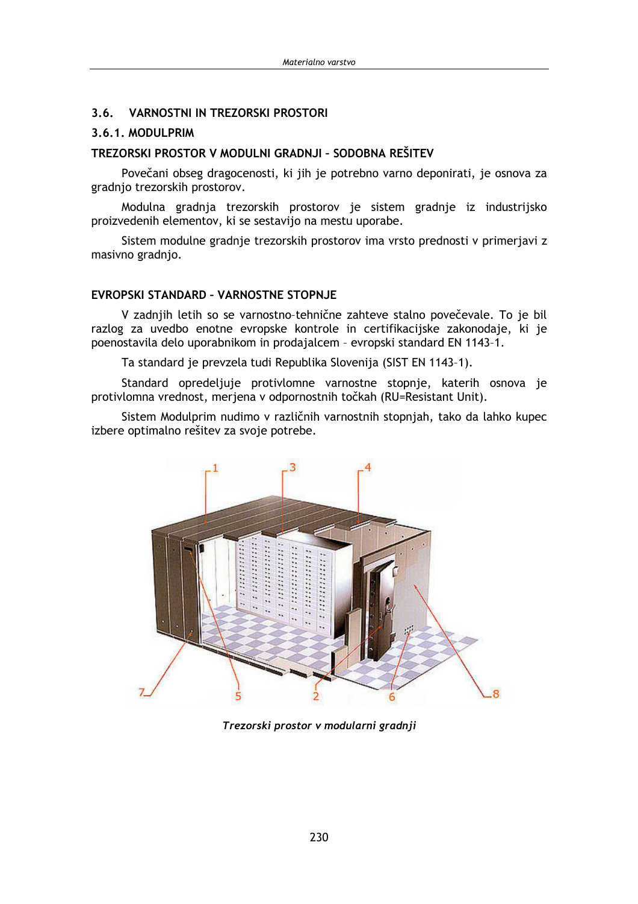## 3.6. VARNOSTNI IN TREZORSKI PROSTORI

### 3.6.1. MODULPRIM

#### TREZORSKI PROSTOR V MODULNI GRADNJI – SODOBNA REŠITEV

Povečani obseg dragocenosti, ki jih je potrebno varno deponirati, je osnova za gradnjo trezorskih prostorov.

Modulna gradnja trezorskih prostorov je sistem gradnje iz industrijsko proizvedenih elementov, ki se sestavijo na mestu uporabe.

Sistem modulne gradnje trezorskih prostorov ima vrsto prednosti v primerjavi z masivno gradnjo.

#### EVROPSKI STANDARD – VARNOSTNE STOPNJE

V zadnjih letih so se varnostno-tehnične zahteve stalno povečevale. To je bil razlog za uvedbo enotne evropske kontrole in certifikacijske zakonodaje, ki je poenostavila delo uporabnikom in prodajalcem – evropski standard EN 1143–1.

Ta standard je prevzela tudi Republika Slovenija (SIST EN 1143–1).

Standard opredeljuje protivlomne varnostne stopnje, katerih osnova je protivlomna vrednost, merjena v odpornostnih točkah (RU=Resistant Unit).

Sistem Modulprim nudimo v različnih varnostnih stopnjah, tako da lahko kupec izbere optimalno rešitev za svoje potrebe.

*Trezorski prostor v modularni gradnji*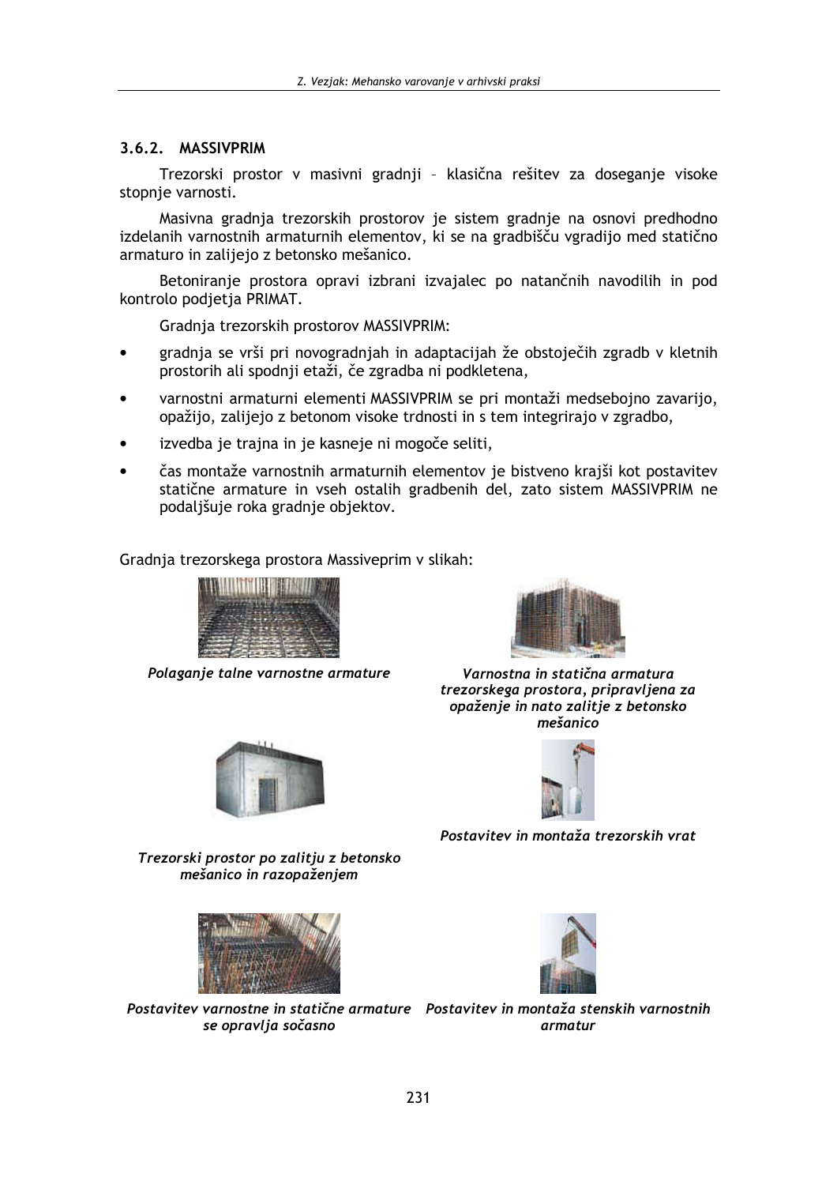### 3.6.2. MASSIVPRIM

Trezorski prostor v masivni gradnji – klasična rešitev za doseganje visoke stopnje varnosti.

Masivna gradnja trezorskih prostorov je sistem gradnje na osnovi predhodno izdelanih varnostnih armaturnih elementov, ki se na gradbišču vgradijo med statično armaturo in zalijejo z betonsko mešanico.

Betoniranje prostora opravi izbrani izvajalec po natančnih navodilih in pod kontrolo podjetja PRIMAT.

Gradnja trezorskih prostorov MASSIVPRIM:

- gradnja se vrši pri novogradnjah in adaptacijah že obstoječih zgradb v kletnih prostorih ali spodnji etaži, če zgradba ni podkletena,
- varnostni armaturni elementi MASSIVPRIM se pri montaži medsebojno zavarijo, opažijo, zalijejo z betonom visoke trdnosti in s tem integrirajo v zgradbo,
- izvedba je trajna in je kasneje ni mogoče seliti,
- čas montaže varnostnih armaturnih elementov je bistveno krajši kot postavitev statične armature in vseh ostalih gradbenih del, zato sistem MASSIVPRIM ne podaljšuje roka gradnje objektov.

Gradnja trezorskega prostora Massiveprim v slikah:

*Polaganje talne varnostne armature*

*Varnostna in statična armatura trezorskega prostora, pripravljena za opaženje in nato zalitje z betonsko mešanico*

*Trezorski prostor po zalitju z betonsko mešanico in razopaženjem*

*Postavitev in montaža trezorskih vrat*

*Postavitev varnostne in statične armature se opravlja sočasno*

*Postavitev in montaža stenskih varnostnih armatur*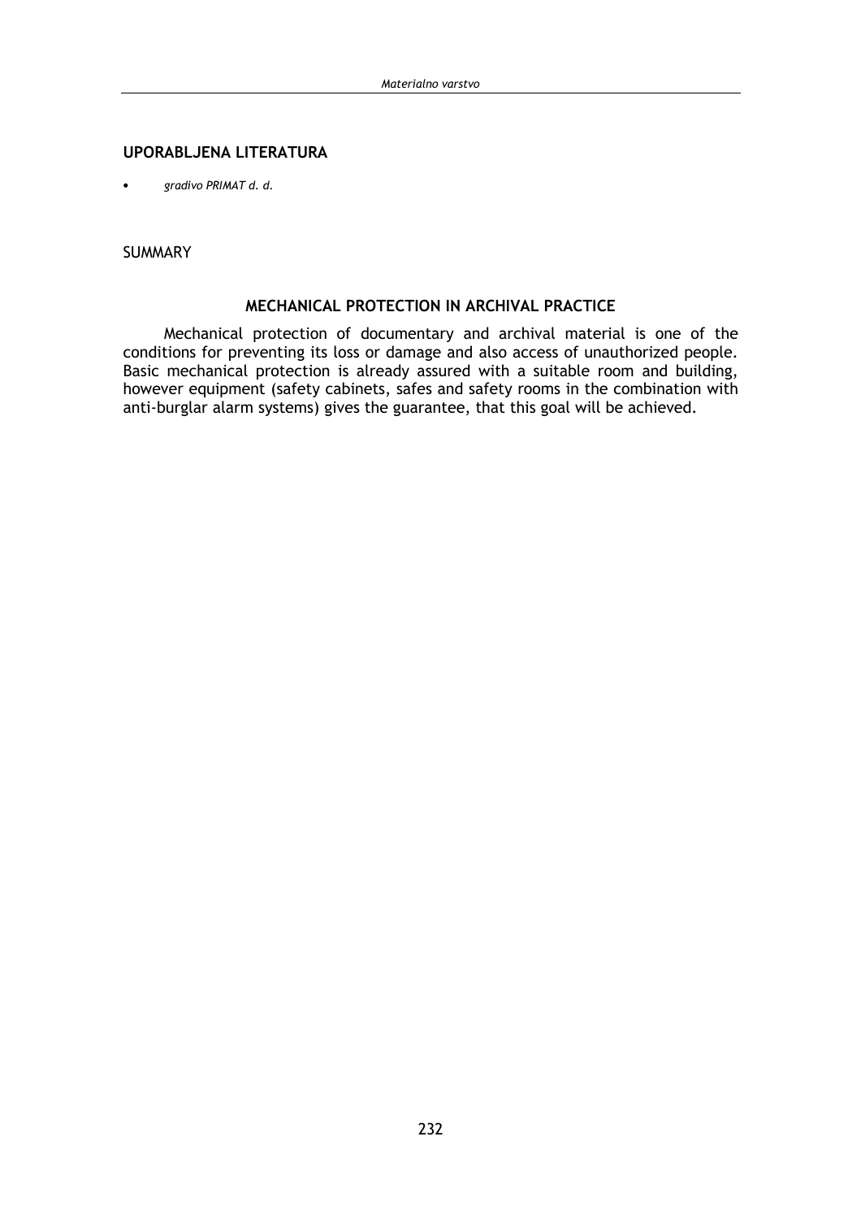## UPORABLJENA LITERATURA

- *gradivo PRIMAT d. d.*

SUMMARY

### MECHANICAL PROTECTION IN ARCHIVAL PRACTICE

Mechanical protection of documentary and archival material is one of the conditions for preventing its loss or damage and also access of unauthorized people. Basic mechanical protection is already assured with a suitable room and building, however equipment (safety cabinets, safes and safety rooms in the combination with anti-burglar alarm systems) gives the guarantee, that this goal will be achieved.